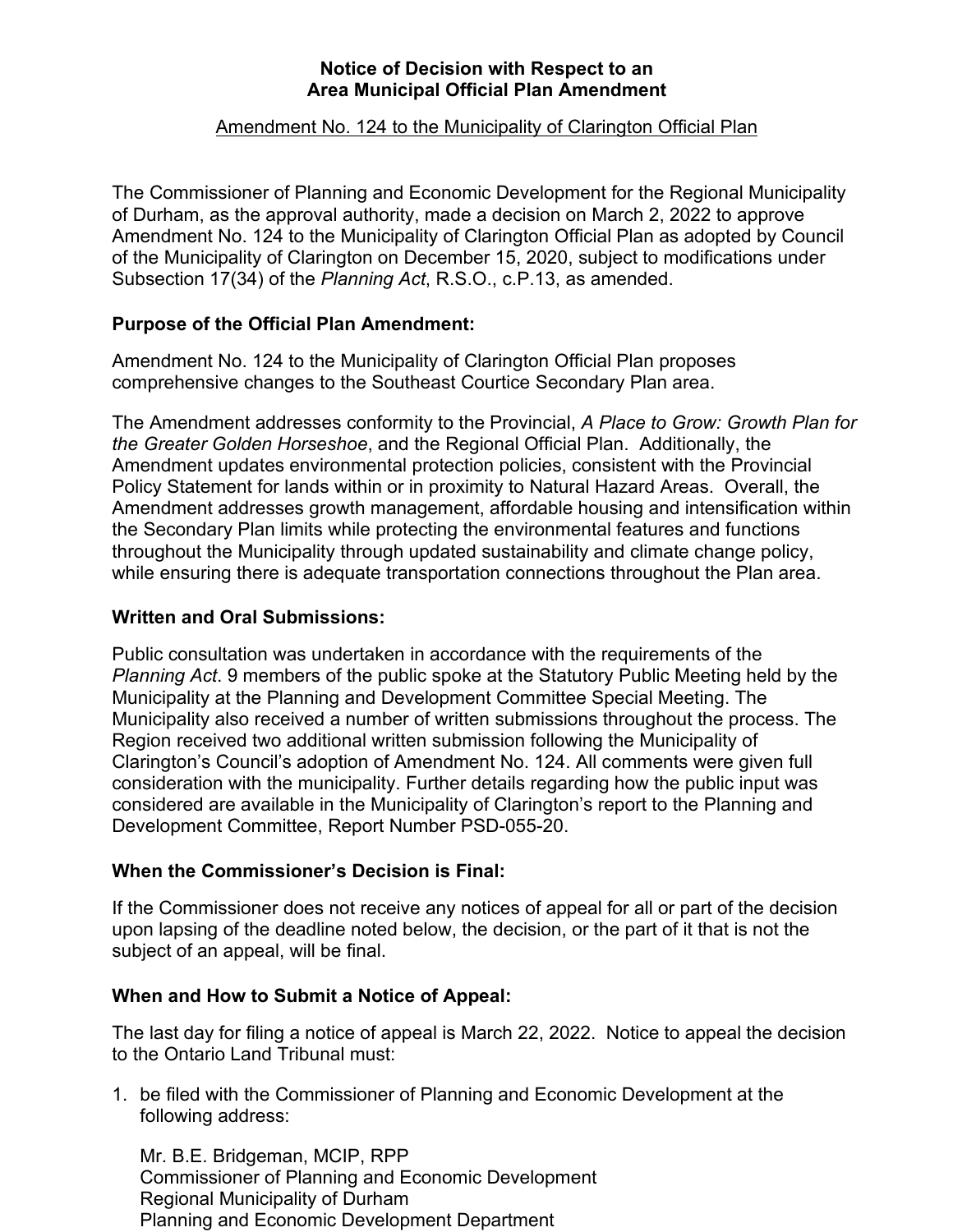**Notice of Decision with Respect to an Area Municipal Official Plan Amendment**

Amendment No. 124 to the Municipality of Clarington Official Plan

The Commissioner of Planning and Economic Development for the Regional Municipality of Durham, as the approval authority, made a decision on March 2, 2022 to approve Amendment No. 124 to the Municipality of Clarington Official Plan as adopted by Council of the Municipality of Clarington on December 15, 2020, subject to modifications under Subsection 17(34) of the *Planning Act*, R.S.O., c.P.13, as amended.

### Purpose of the Official Plan Amendment:

Amendment No. 124 to the Municipality of Clarington Official Plan proposes comprehensive changes to the Southeast Courtice Secondary Plan area.

The Amendment addresses conformity to the Provincial, *A Place to Grow: Growth Plan for the Greater Golden Horseshoe*, and the Regional Official Plan. Additionally, the Amendment updates environmental protection policies, consistent with the Provincial Policy Statement for lands within or in proximity to Natural Hazard Areas. Overall, the Amendment addresses growth management, affordable housing and intensification within the Secondary Plan limits while protecting the environmental features and functions throughout the Municipality through updated sustainability and climate change policy, while ensuring there is adequate transportation connections throughout the Plan area.

### Written and Oral Submissions:

Public consultation was undertaken in accordance with the requirements of the *Planning Act*. 9 members of the public spoke at the Statutory Public Meeting held by the Municipality at the Planning and Development Committee Special Meeting. The Municipality also received a number of written submissions throughout the process. The Region received two additional written submission following the Municipality of Clarington's Council's adoption of Amendment No. 124. All comments were given full consideration with the municipality. Further details regarding how the public input was considered are available in the Municipality of Clarington's report to the Planning and Development Committee, Report Number PSD-055-20.

### When the Commissioner's Decision is Final:

If the Commissioner does not receive any notices of appeal for all or part of the decision upon lapsing of the deadline noted below, the decision, or the part of it that is not the subject of an appeal, will be final.

### When and How to Submit a Notice of Appeal:

The last day for filing a notice of appeal is March 22, 2022. Notice to appeal the decision to the Ontario Land Tribunal must:

1. be filed with the Commissioner of Planning and Economic Development at the following address:

   Mr. B.E. Bridgeman, MCIP, RPP
   Commissioner of Planning and Economic Development
   Regional Municipality of Durham
   Planning and Economic Development Department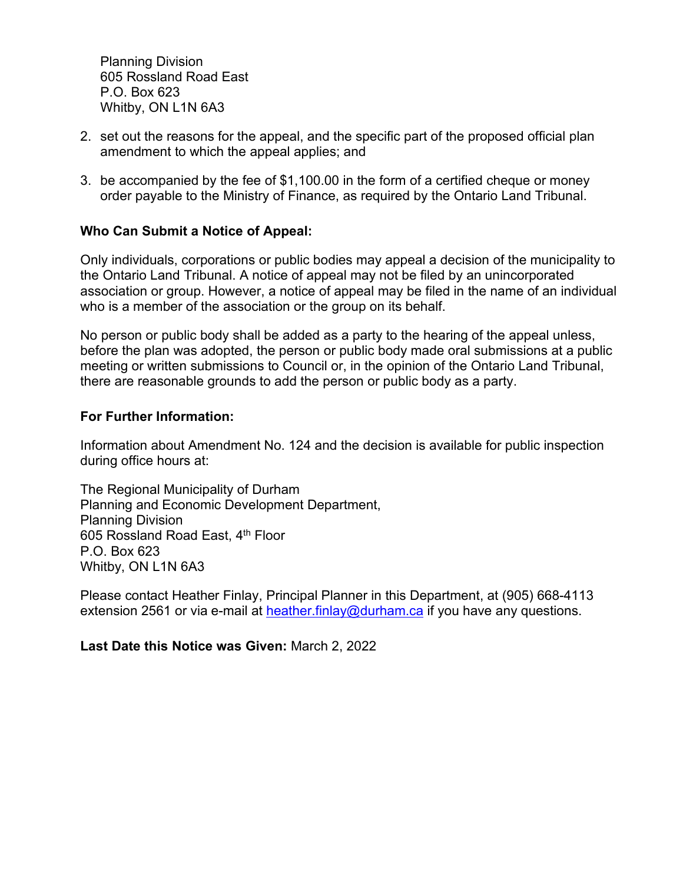Planning Division
605 Rossland Road East
P.O. Box 623
Whitby, ON L1N 6A3

2. set out the reasons for the appeal, and the specific part of the proposed official plan amendment to which the appeal applies; and

3. be accompanied by the fee of $1,100.00 in the form of a certified cheque or money order payable to the Ministry of Finance, as required by the Ontario Land Tribunal.

**Who Can Submit a Notice of Appeal:**

Only individuals, corporations or public bodies may appeal a decision of the municipality to the Ontario Land Tribunal. A notice of appeal may not be filed by an unincorporated association or group. However, a notice of appeal may be filed in the name of an individual who is a member of the association or the group on its behalf.

No person or public body shall be added as a party to the hearing of the appeal unless, before the plan was adopted, the person or public body made oral submissions at a public meeting or written submissions to Council or, in the opinion of the Ontario Land Tribunal, there are reasonable grounds to add the person or public body as a party.

**For Further Information:**

Information about Amendment No. 124 and the decision is available for public inspection during office hours at:

The Regional Municipality of Durham
Planning and Economic Development Department,
Planning Division
605 Rossland Road East, 4th Floor
P.O. Box 623
Whitby, ON L1N 6A3

Please contact Heather Finlay, Principal Planner in this Department, at (905) 668-4113 extension 2561 or via e-mail at heather.finlay@durham.ca if you have any questions.

**Last Date this Notice was Given:** March 2, 2022